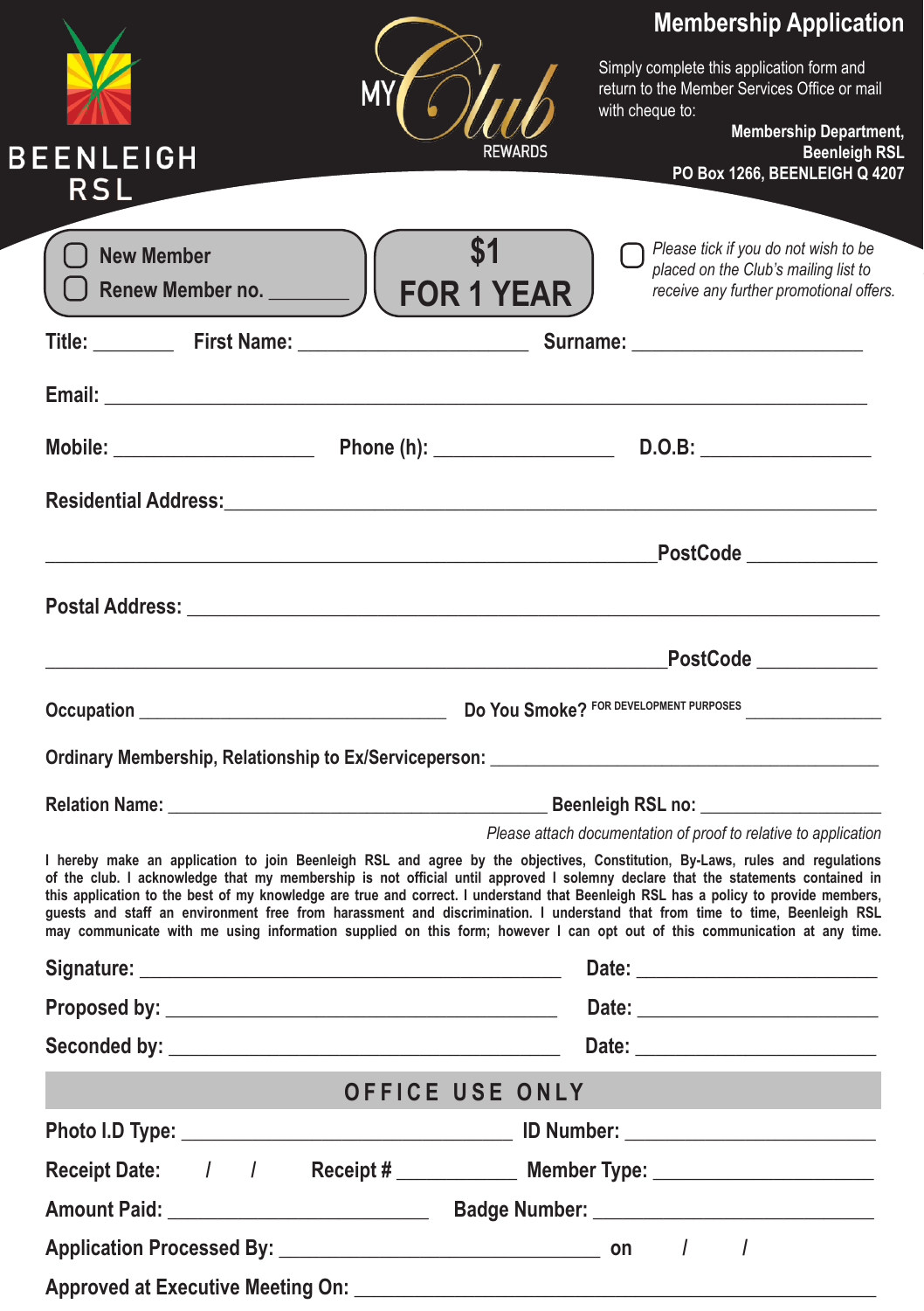BEENLEIGH RSL

MY Club REWARDS

# Membership Application

Simply complete this application form and return to the Member Services Office or mail with cheque to:

**Membership Department,**
**Beenleigh RSL**
**PO Box 1266, BEENLEIGH Q 4207**

- ☐ New Member
- ☐ Renew Member no. ________

**$1 FOR 1 YEAR**

☐ *Please tick if you do not wish to be placed on the Club's mailing list to receive any further promotional offers.*

**Title:** ________ **First Name:** ______________________ **Surname:** ______________________

**Email:** ____________________________________________________________________

**Mobile:** ____________________ **Phone (h):** __________________ **D.O.B:** ________________

**Residential Address:**________________________________________________________

____________________________________________________________ **PostCode** ____________

**Postal Address:** ____________________________________________________________

____________________________________________________________ **PostCode** ____________

**Occupation** ______________________________ **Do You Smoke?** FOR DEVELOPMENT PURPOSES ______________

**Ordinary Membership, Relationship to Ex/Serviceperson:** ______________________________________

**Relation Name:** ______________________________________ **Beenleigh RSL no:** __________________

*Please attach documentation of proof to relative to application*

**I hereby make an application to join Beenleigh RSL and agree by the objectives, Constitution, By-Laws, rules and regulations of the club. I acknowledge that my membership is not official until approved I solemny declare that the statements contained in this application to the best of my knowledge are true and correct. I understand that Beenleigh RSL has a policy to provide members, guests and staff an environment free from harassment and discrimination. I understand that from time to time, Beenleigh RSL may communicate with me using information supplied on this form; however I can opt out of this communication at any time.**

**Signature:** ________________________________________ **Date:** ______________________

**Proposed by:** ______________________________________ **Date:** ______________________

**Seconded by:** ______________________________________ **Date:** ______________________

## OFFICE USE ONLY

**Photo I.D Type:** ______________________________ **ID Number:** ______________________

**Receipt Date:** / / **Receipt #** ____________ **Member Type:** ______________________

**Amount Paid:** __________________________ **Badge Number:** ______________________

**Application Processed By:** ______________________________ **on** / /

**Approved at Executive Meeting On:** ______________________________________________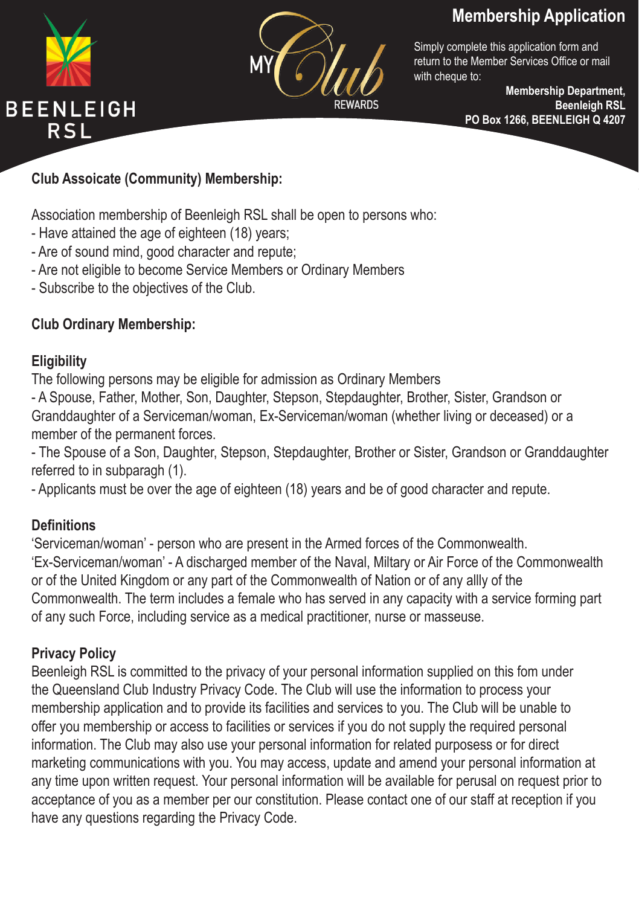BEENLEIGH RSL

MY Club REWARDS

## Membership Application

Simply complete this application form and return to the Member Services Office or mail with cheque to:

**Membership Department,**
**Beenleigh RSL**
**PO Box 1266, BEENLEIGH Q 4207**

### Club Assoicate (Community) Membership:

Association membership of Beenleigh RSL shall be open to persons who:
- Have attained the age of eighteen (18) years;
- Are of sound mind, good character and repute;
- Are not eligible to become Service Members or Ordinary Members
- Subscribe to the objectives of the Club.

### Club Ordinary Membership:

#### Eligibility

The following persons may be eligible for admission as Ordinary Members
- A Spouse, Father, Mother, Son, Daughter, Stepson, Stepdaughter, Brother, Sister, Grandson or Granddaughter of a Serviceman/woman, Ex-Serviceman/woman (whether living or deceased) or a member of the permanent forces.
- The Spouse of a Son, Daughter, Stepson, Stepdaughter, Brother or Sister, Grandson or Granddaughter referred to in subparagh (1).
- Applicants must be over the age of eighteen (18) years and be of good character and repute.

#### Definitions

'Serviceman/woman' - person who are present in the Armed forces of the Commonwealth.
'Ex-Serviceman/woman' - A discharged member of the Naval, Miltary or Air Force of the Commonwealth or of the United Kingdom or any part of the Commonwealth of Nation or of any allly of the Commonwealth. The term includes a female who has served in any capacity with a service forming part of any such Force, including service as a medical practitioner, nurse or masseuse.

#### Privacy Policy

Beenleigh RSL is committed to the privacy of your personal information supplied on this fom under the Queensland Club Industry Privacy Code. The Club will use the information to process your membership application and to provide its facilities and services to you. The Club will be unable to offer you membership or access to facilities or services if you do not supply the required personal information. The Club may also use your personal information for related purposess or for direct marketing communications with you. You may access, update and amend your personal information at any time upon written request. Your personal information will be available for perusal on request prior to acceptance of you as a member per our constitution. Please contact one of our staff at reception if you have any questions regarding the Privacy Code.